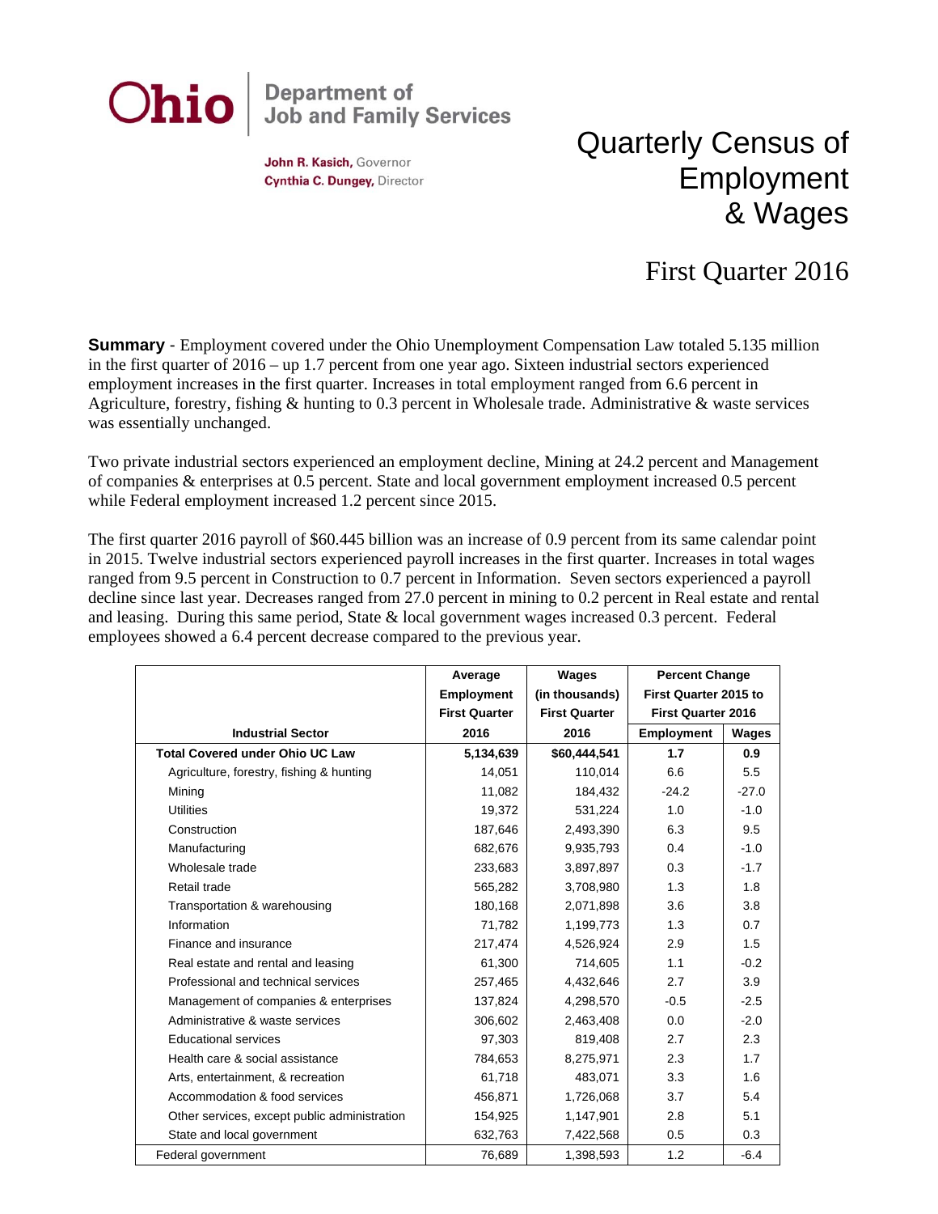**Ohio** | Department of Job and Family Services

**John R. Kasich,** Governor
**Cynthia C. Dungey,** Director

# Quarterly Census of Employment & Wages

## First Quarter 2016

**Summary** - Employment covered under the Ohio Unemployment Compensation Law totaled 5.135 million in the first quarter of 2016 – up 1.7 percent from one year ago. Sixteen industrial sectors experienced employment increases in the first quarter. Increases in total employment ranged from 6.6 percent in Agriculture, forestry, fishing & hunting to 0.3 percent in Wholesale trade. Administrative & waste services was essentially unchanged.

Two private industrial sectors experienced an employment decline, Mining at 24.2 percent and Management of companies & enterprises at 0.5 percent. State and local government employment increased 0.5 percent while Federal employment increased 1.2 percent since 2015.

The first quarter 2016 payroll of $60.445 billion was an increase of 0.9 percent from its same calendar point in 2015. Twelve industrial sectors experienced payroll increases in the first quarter. Increases in total wages ranged from 9.5 percent in Construction to 0.7 percent in Information. Seven sectors experienced a payroll decline since last year. Decreases ranged from 27.0 percent in mining to 0.2 percent in Real estate and rental and leasing. During this same period, State & local government wages increased 0.3 percent. Federal employees showed a 6.4 percent decrease compared to the previous year.

| Industrial Sector | Average Employment First Quarter 2016 | Wages (in thousands) First Quarter 2016 | Percent Change First Quarter 2015 to First Quarter 2016 | |
|---|---|---|---|---|
| | | | Employment | Wages |
| **Total Covered under Ohio UC Law** | **5,134,639** | **$60,444,541** | **1.7** | **0.9** |
| Agriculture, forestry, fishing & hunting | 14,051 | 110,014 | 6.6 | 5.5 |
| Mining | 11,082 | 184,432 | -24.2 | -27.0 |
| Utilities | 19,372 | 531,224 | 1.0 | -1.0 |
| Construction | 187,646 | 2,493,390 | 6.3 | 9.5 |
| Manufacturing | 682,676 | 9,935,793 | 0.4 | -1.0 |
| Wholesale trade | 233,683 | 3,897,897 | 0.3 | -1.7 |
| Retail trade | 565,282 | 3,708,980 | 1.3 | 1.8 |
| Transportation & warehousing | 180,168 | 2,071,898 | 3.6 | 3.8 |
| Information | 71,782 | 1,199,773 | 1.3 | 0.7 |
| Finance and insurance | 217,474 | 4,526,924 | 2.9 | 1.5 |
| Real estate and rental and leasing | 61,300 | 714,605 | 1.1 | -0.2 |
| Professional and technical services | 257,465 | 4,432,646 | 2.7 | 3.9 |
| Management of companies & enterprises | 137,824 | 4,298,570 | -0.5 | -2.5 |
| Administrative & waste services | 306,602 | 2,463,408 | 0.0 | -2.0 |
| Educational services | 97,303 | 819,408 | 2.7 | 2.3 |
| Health care & social assistance | 784,653 | 8,275,971 | 2.3 | 1.7 |
| Arts, entertainment, & recreation | 61,718 | 483,071 | 3.3 | 1.6 |
| Accommodation & food services | 456,871 | 1,726,068 | 3.7 | 5.4 |
| Other services, except public administration | 154,925 | 1,147,901 | 2.8 | 5.1 |
| State and local government | 632,763 | 7,422,568 | 0.5 | 0.3 |
| Federal government | 76,689 | 1,398,593 | 1.2 | -6.4 |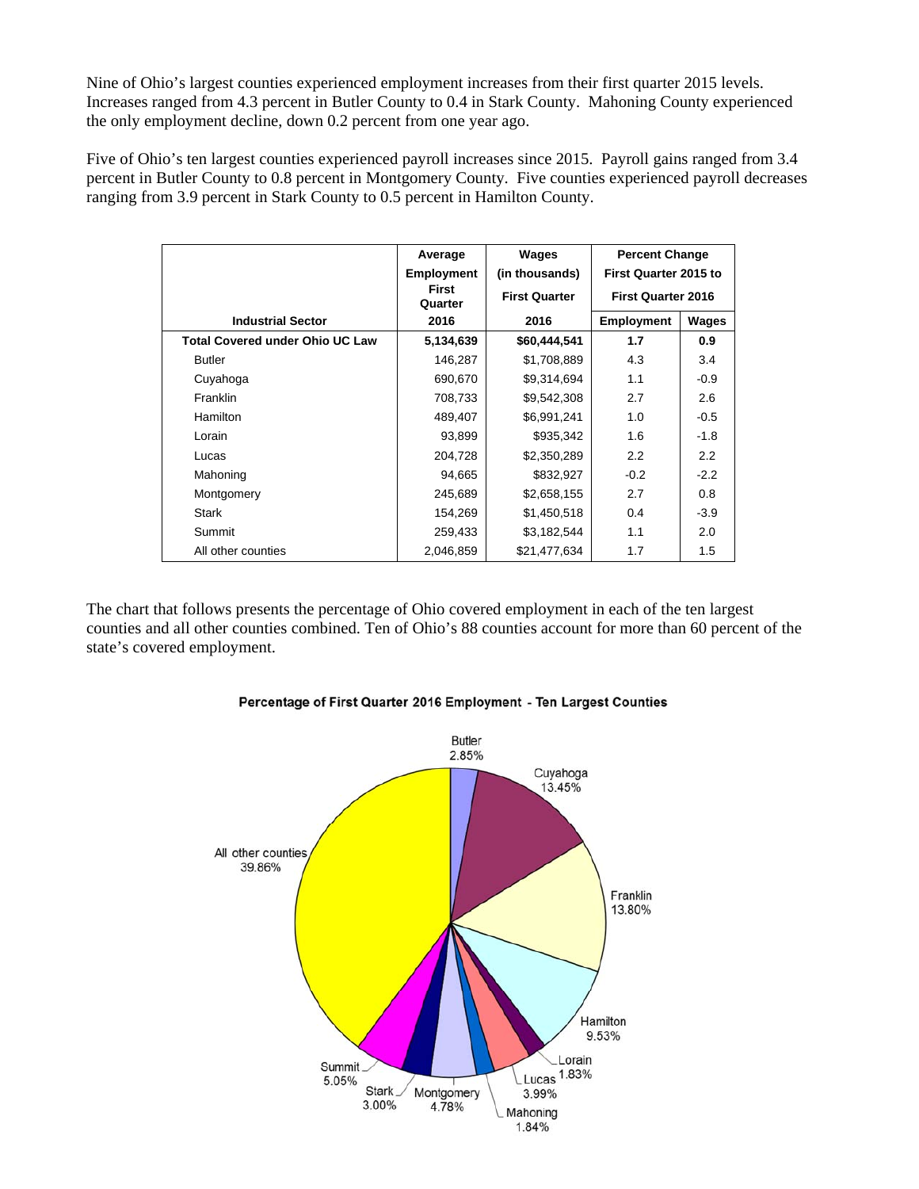Nine of Ohio's largest counties experienced employment increases from their first quarter 2015 levels. Increases ranged from 4.3 percent in Butler County to 0.4 in Stark County. Mahoning County experienced the only employment decline, down 0.2 percent from one year ago.

Five of Ohio's ten largest counties experienced payroll increases since 2015. Payroll gains ranged from 3.4 percent in Butler County to 0.8 percent in Montgomery County. Five counties experienced payroll decreases ranging from 3.9 percent in Stark County to 0.5 percent in Hamilton County.

| Industrial Sector | Average Employment First Quarter 2016 | Wages (in thousands) First Quarter 2016 | Percent Change First Quarter 2015 to First Quarter 2016 | |
|---|---|---|---|---|
| | | | Employment | Wages |
| **Total Covered under Ohio UC Law** | **5,134,639** | **$60,444,541** | **1.7** | **0.9** |
| Butler | 146,287 | $1,708,889 | 4.3 | 3.4 |
| Cuyahoga | 690,670 | $9,314,694 | 1.1 | -0.9 |
| Franklin | 708,733 | $9,542,308 | 2.7 | 2.6 |
| Hamilton | 489,407 | $6,991,241 | 1.0 | -0.5 |
| Lorain | 93,899 | $935,342 | 1.6 | -1.8 |
| Lucas | 204,728 | $2,350,289 | 2.2 | 2.2 |
| Mahoning | 94,665 | $832,927 | -0.2 | -2.2 |
| Montgomery | 245,689 | $2,658,155 | 2.7 | 0.8 |
| Stark | 154,269 | $1,450,518 | 0.4 | -3.9 |
| Summit | 259,433 | $3,182,544 | 1.1 | 2.0 |
| All other counties | 2,046,859 | $21,477,634 | 1.7 | 1.5 |

The chart that follows presents the percentage of Ohio covered employment in each of the ten largest counties and all other counties combined. Ten of Ohio's 88 counties account for more than 60 percent of the state's covered employment.

**Percentage of First Quarter 2016 Employment - Ten Largest Counties**

| County | Percentage |
|---|---|
| Butler | 2.85% |
| Cuyahoga | 13.45% |
| Franklin | 13.80% |
| Hamilton | 9.53% |
| Lorain | 1.83% |
| Lucas | 3.99% |
| Mahoning | 1.84% |
| Montgomery | 4.78% |
| Stark | 3.00% |
| Summit | 5.05% |
| All other counties | 39.86% |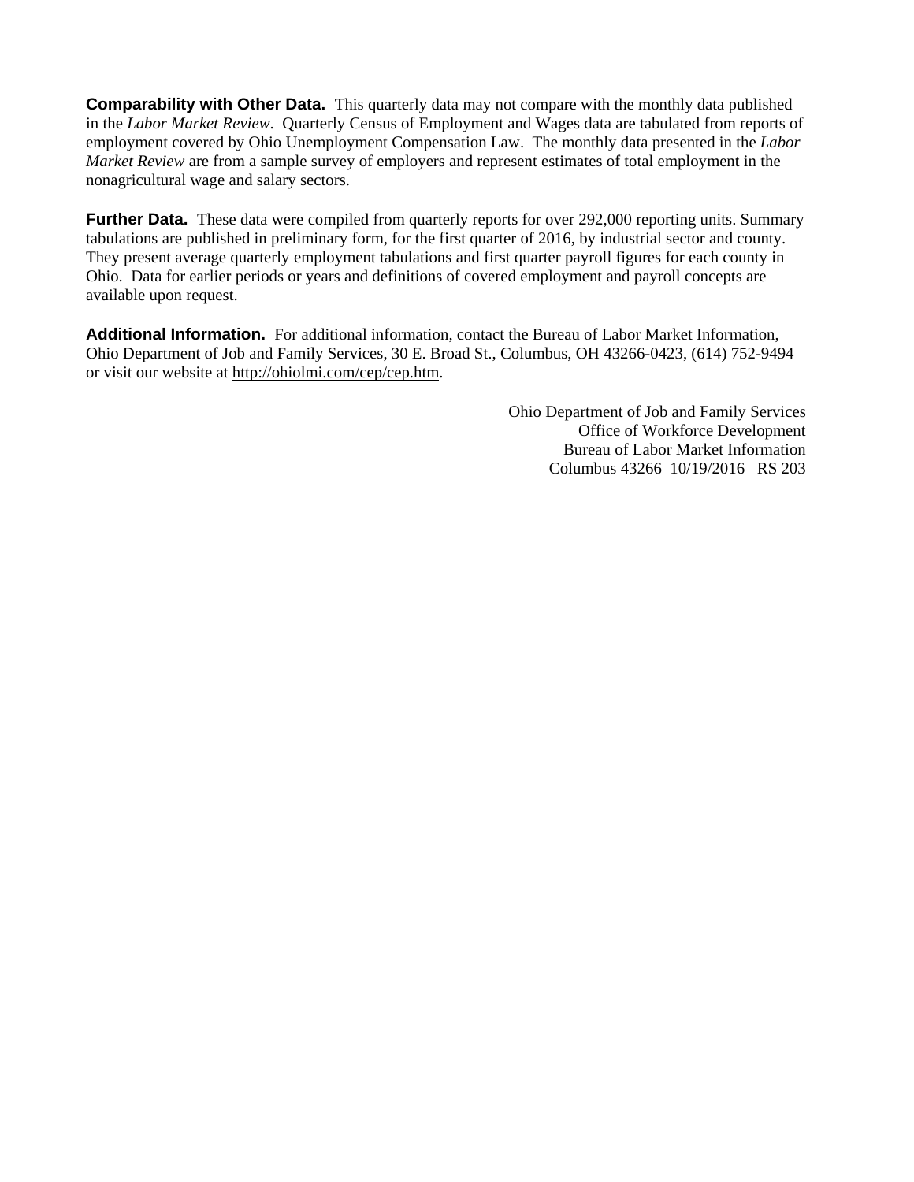**Comparability with Other Data.** This quarterly data may not compare with the monthly data published in the *Labor Market Review*. Quarterly Census of Employment and Wages data are tabulated from reports of employment covered by Ohio Unemployment Compensation Law. The monthly data presented in the *Labor Market Review* are from a sample survey of employers and represent estimates of total employment in the nonagricultural wage and salary sectors.

**Further Data.** These data were compiled from quarterly reports for over 292,000 reporting units. Summary tabulations are published in preliminary form, for the first quarter of 2016, by industrial sector and county. They present average quarterly employment tabulations and first quarter payroll figures for each county in Ohio. Data for earlier periods or years and definitions of covered employment and payroll concepts are available upon request.

**Additional Information.** For additional information, contact the Bureau of Labor Market Information, Ohio Department of Job and Family Services, 30 E. Broad St., Columbus, OH 43266-0423, (614) 752-9494 or visit our website at http://ohiolmi.com/cep/cep.htm.

Ohio Department of Job and Family Services
Office of Workforce Development
Bureau of Labor Market Information
Columbus 43266 10/19/2016 RS 203